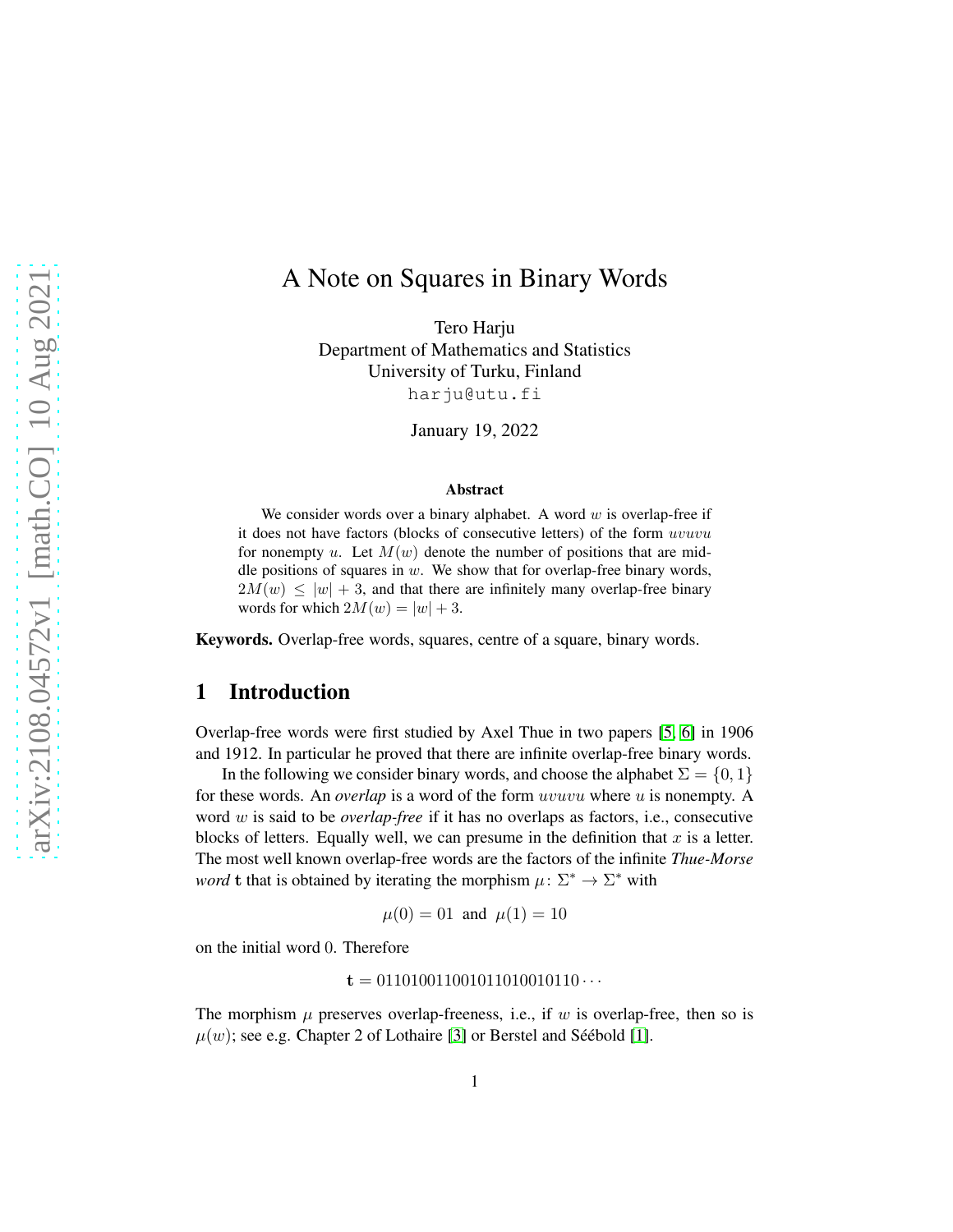# A Note on Squares in Binary Words

Tero Harju
Department of Mathematics and Statistics
University of Turku, Finland
harju@utu.fi

January 19, 2022

### Abstract

We consider words over a binary alphabet. A word $w$ is overlap-free if it does not have factors (blocks of consecutive letters) of the form $uvuvu$ for nonempty $u$. Let $M(w)$ denote the number of positions that are middle positions of squares in $w$. We show that for overlap-free binary words, $2M(w) \leq |w| + 3$, and that there are infinitely many overlap-free binary words for which $2M(w) = |w| + 3$.

**Keywords.** Overlap-free words, squares, centre of a square, binary words.

## 1 Introduction

Overlap-free words were first studied by Axel Thue in two papers [5, 6] in 1906 and 1912. In particular he proved that there are infinite overlap-free binary words.

In the following we consider binary words, and choose the alphabet $\Sigma = \{0, 1\}$ for these words. An *overlap* is a word of the form $uvuvu$ where $u$ is nonempty. A word $w$ is said to be *overlap-free* if it has no overlaps as factors, i.e., consecutive blocks of letters. Equally well, we can presume in the definition that $x$ is a letter. The most well known overlap-free words are the factors of the infinite *Thue-Morse word* $\mathbf{t}$ that is obtained by iterating the morphism $\mu \colon \Sigma^* \to \Sigma^*$ with

$$\mu(0) = 01 \;\text{ and }\; \mu(1) = 10$$

on the initial word 0. Therefore

$$\mathbf{t} = 0110100110010110100101 10 \cdots$$

The morphism $\mu$ preserves overlap-freeness, i.e., if $w$ is overlap-free, then so is $\mu(w)$; see e.g. Chapter 2 of Lothaire [3] or Berstel and Séébold [1].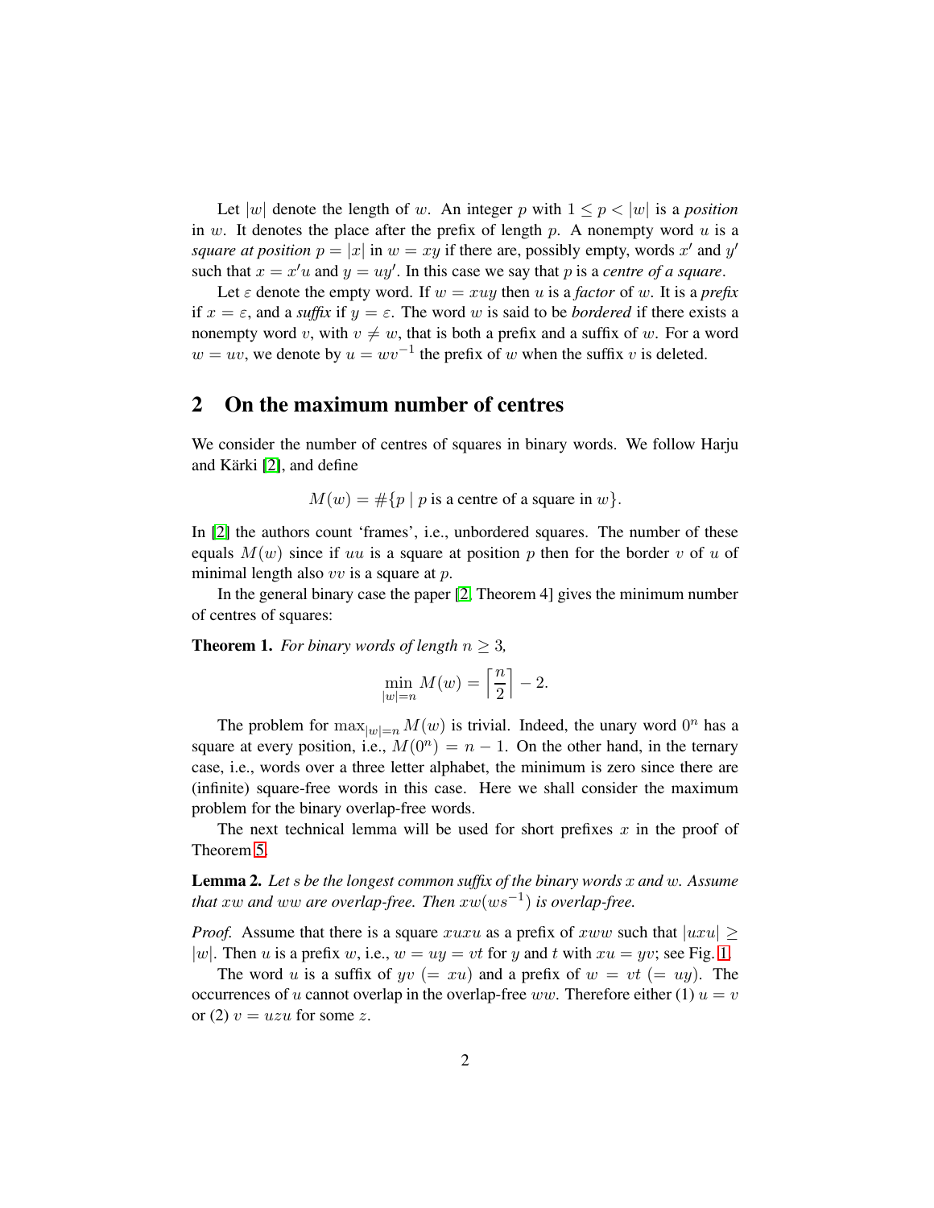Let $|w|$ denote the length of $w$. An integer $p$ with $1 \leq p < |w|$ is a *position* in $w$. It denotes the place after the prefix of length $p$. A nonempty word $u$ is a *square at position* $p = |x|$ in $w = xy$ if there are, possibly empty, words $x'$ and $y'$ such that $x = x'u$ and $y = uy'$. In this case we say that $p$ is a *centre of a square*.

Let $\varepsilon$ denote the empty word. If $w = xuy$ then $u$ is a *factor* of $w$. It is a *prefix* if $x = \varepsilon$, and a *suffix* if $y = \varepsilon$. The word $w$ is said to be *bordered* if there exists a nonempty word $v$, with $v \neq w$, that is both a prefix and a suffix of $w$. For a word $w = uv$, we denote by $u = wv^{-1}$ the prefix of $w$ when the suffix $v$ is deleted.

## 2 On the maximum number of centres

We consider the number of centres of squares in binary words. We follow Harju and Kärki [2], and define

$$M(w) = \#\{p \mid p \text{ is a centre of a square in } w\}.$$

In [2] the authors count 'frames', i.e., unbordered squares. The number of these equals $M(w)$ since if $uu$ is a square at position $p$ then for the border $v$ of $u$ of minimal length also $vv$ is a square at $p$.

In the general binary case the paper [2, Theorem 4] gives the minimum number of centres of squares:

**Theorem 1.** *For binary words of length $n \geq 3$,*

$$\min_{|w|=n} M(w) = \left\lceil \frac{n}{2} \right\rceil - 2.$$

The problem for $\max_{|w|=n} M(w)$ is trivial. Indeed, the unary word $0^n$ has a square at every position, i.e., $M(0^n) = n - 1$. On the other hand, in the ternary case, i.e., words over a three letter alphabet, the minimum is zero since there are (infinite) square-free words in this case. Here we shall consider the maximum problem for the binary overlap-free words.

The next technical lemma will be used for short prefixes $x$ in the proof of Theorem 5.

**Lemma 2.** *Let $s$ be the longest common suffix of the binary words $x$ and $w$. Assume that $xw$ and $ww$ are overlap-free. Then $xw(ws^{-1})$ is overlap-free.*

*Proof.* Assume that there is a square $xuxu$ as a prefix of $xww$ such that $|uxu| \geq |w|$. Then $u$ is a prefix $w$, i.e., $w = uy = vt$ for $y$ and $t$ with $xu = yv$; see Fig. 1.

The word $u$ is a suffix of $yv$ $(= xu)$ and a prefix of $w = vt$ $(= uy)$. The occurrences of $u$ cannot overlap in the overlap-free $ww$. Therefore either (1) $u = v$ or (2) $v = uzu$ for some $z$.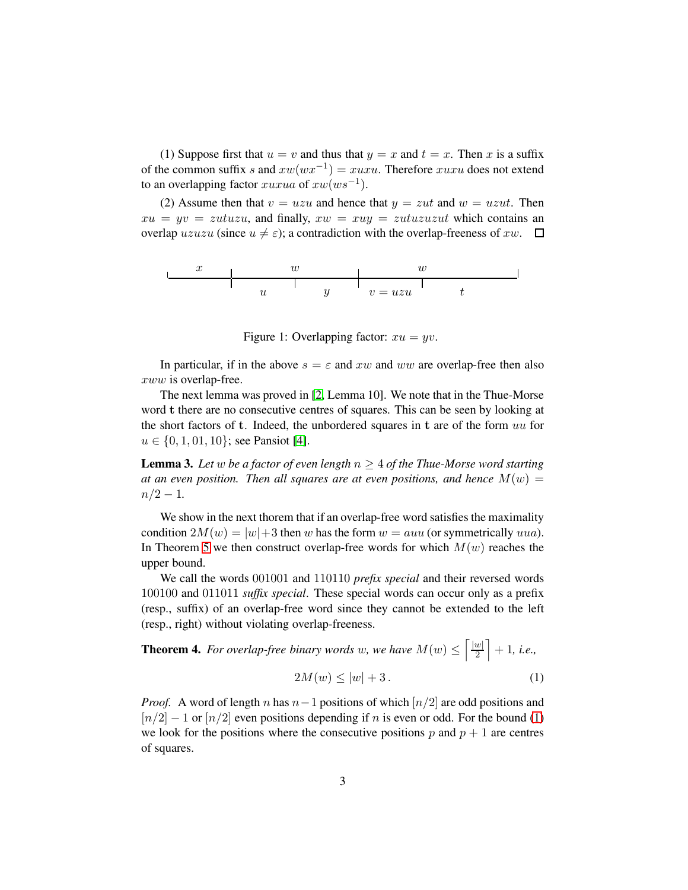(1) Suppose first that $u = v$ and thus that $y = x$ and $t = x$. Then $x$ is a suffix of the common suffix $s$ and $xw(wx^{-1}) = xuxu$. Therefore $xuxu$ does not extend to an overlapping factor $xuxua$ of $xw(ws^{-1})$.

(2) Assume then that $v = uzu$ and hence that $y = zut$ and $w = uzut$. Then $xu = yv = zutuzu$, and finally, $xw = xuy = zutuzuzut$ which contains an overlap $uzuzu$ (since $u \neq \varepsilon$); a contradiction with the overlap-freeness of $xw$. □

Figure 1: Overlapping factor: $xu = yv$.

In particular, if in the above $s = \varepsilon$ and $xw$ and $ww$ are overlap-free then also $xww$ is overlap-free.

The next lemma was proved in [2, Lemma 10]. We note that in the Thue-Morse word $\mathbf{t}$ there are no consecutive centres of squares. This can be seen by looking at the short factors of $\mathbf{t}$. Indeed, the unbordered squares in $\mathbf{t}$ are of the form $uu$ for $u \in \{0, 1, 01, 10\}$; see Pansiot [4].

**Lemma 3.** *Let $w$ be a factor of even length $n \geq 4$ of the Thue-Morse word starting at an even position. Then all squares are at even positions, and hence $M(w) = n/2 - 1$.*

We show in the next thorem that if an overlap-free word satisfies the maximality condition $2M(w) = |w|+3$ then $w$ has the form $w = auu$ (or symmetrically $uua$). In Theorem 5 we then construct overlap-free words for which $M(w)$ reaches the upper bound.

We call the words 001001 and 110110 *prefix special* and their reversed words 100100 and 011011 *suffix special*. These special words can occur only as a prefix (resp., suffix) of an overlap-free word since they cannot be extended to the left (resp., right) without violating overlap-freeness.

**Theorem 4.** *For overlap-free binary words $w$, we have $M(w) \leq \left\lceil \frac{|w|}{2} \right\rceil + 1$, i.e.,*

$$2M(w) \leq |w| + 3\,. \tag{1}$$

*Proof.* A word of length $n$ has $n-1$ positions of which $[n/2]$ are odd positions and $[n/2] - 1$ or $[n/2]$ even positions depending if $n$ is even or odd. For the bound (1) we look for the positions where the consecutive positions $p$ and $p+1$ are centres of squares.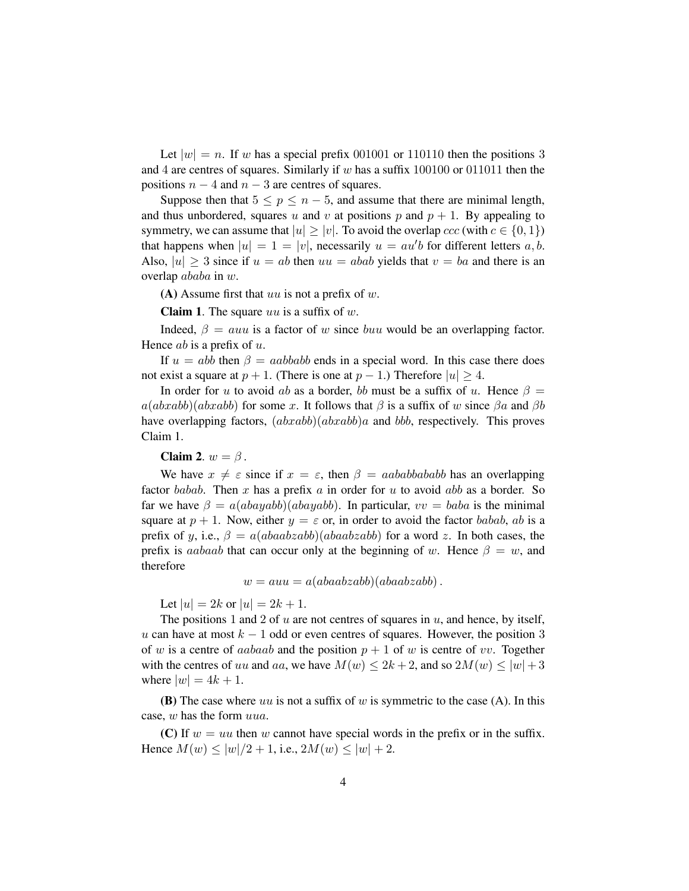Let $|w| = n$. If $w$ has a special prefix 001001 or 110110 then the positions 3 and 4 are centres of squares. Similarly if $w$ has a suffix 100100 or 011011 then the positions $n-4$ and $n-3$ are centres of squares.

Suppose then that $5 \le p \le n-5$, and assume that there are minimal length, and thus unbordered, squares $u$ and $v$ at positions $p$ and $p+1$. By appealing to symmetry, we can assume that $|u| \ge |v|$. To avoid the overlap $ccc$ (with $c \in \{0,1\}$) that happens when $|u| = 1 = |v|$, necessarily $u = au'b$ for different letters $a, b$. Also, $|u| \ge 3$ since if $u = ab$ then $uu = abab$ yields that $v = ba$ and there is an overlap $ababa$ in $w$.

**(A)** Assume first that $uu$ is not a prefix of $w$.

**Claim 1**. The square $uu$ is a suffix of $w$.

Indeed, $\beta = auu$ is a factor of $w$ since $buu$ would be an overlapping factor. Hence $ab$ is a prefix of $u$.

If $u = abb$ then $\beta = aabbabb$ ends in a special word. In this case there does not exist a square at $p+1$. (There is one at $p-1$.) Therefore $|u| \ge 4$.

In order for $u$ to avoid $ab$ as a border, $bb$ must be a suffix of $u$. Hence $\beta = a(abxabb)(abxabb)$ for some $x$. It follows that $\beta$ is a suffix of $w$ since $\beta a$ and $\beta b$ have overlapping factors, $(abxabb)(abxabb)a$ and $bbb$, respectively. This proves Claim 1.

**Claim 2**. $w = \beta$.

We have $x \ne \varepsilon$ since if $x = \varepsilon$, then $\beta = aababbababb$ has an overlapping factor $babab$. Then $x$ has a prefix $a$ in order for $u$ to avoid $abb$ as a border. So far we have $\beta = a(abayabb)(abayabb)$. In particular, $vv = baba$ is the minimal square at $p+1$. Now, either $y = \varepsilon$ or, in order to avoid the factor $babab$, $ab$ is a prefix of $y$, i.e., $\beta = a(abaabzabb)(abaabzabb)$ for a word $z$. In both cases, the prefix is $aabaab$ that can occur only at the beginning of $w$. Hence $\beta = w$, and therefore

$$w = auu = a(abaabzabb)(abaabzabb)\,.$$

Let $|u| = 2k$ or $|u| = 2k+1$.

The positions 1 and 2 of $u$ are not centres of squares in $u$, and hence, by itself, $u$ can have at most $k-1$ odd or even centres of squares. However, the position 3 of $w$ is a centre of $aabaab$ and the position $p+1$ of $w$ is centre of $vv$. Together with the centres of $uu$ and $aa$, we have $M(w) \le 2k+2$, and so $2M(w) \le |w|+3$ where $|w| = 4k+1$.

**(B)** The case where $uu$ is not a suffix of $w$ is symmetric to the case (A). In this case, $w$ has the form $uua$.

**(C)** If $w = uu$ then $w$ cannot have special words in the prefix or in the suffix. Hence $M(w) \le |w|/2 + 1$, i.e., $2M(w) \le |w| + 2$.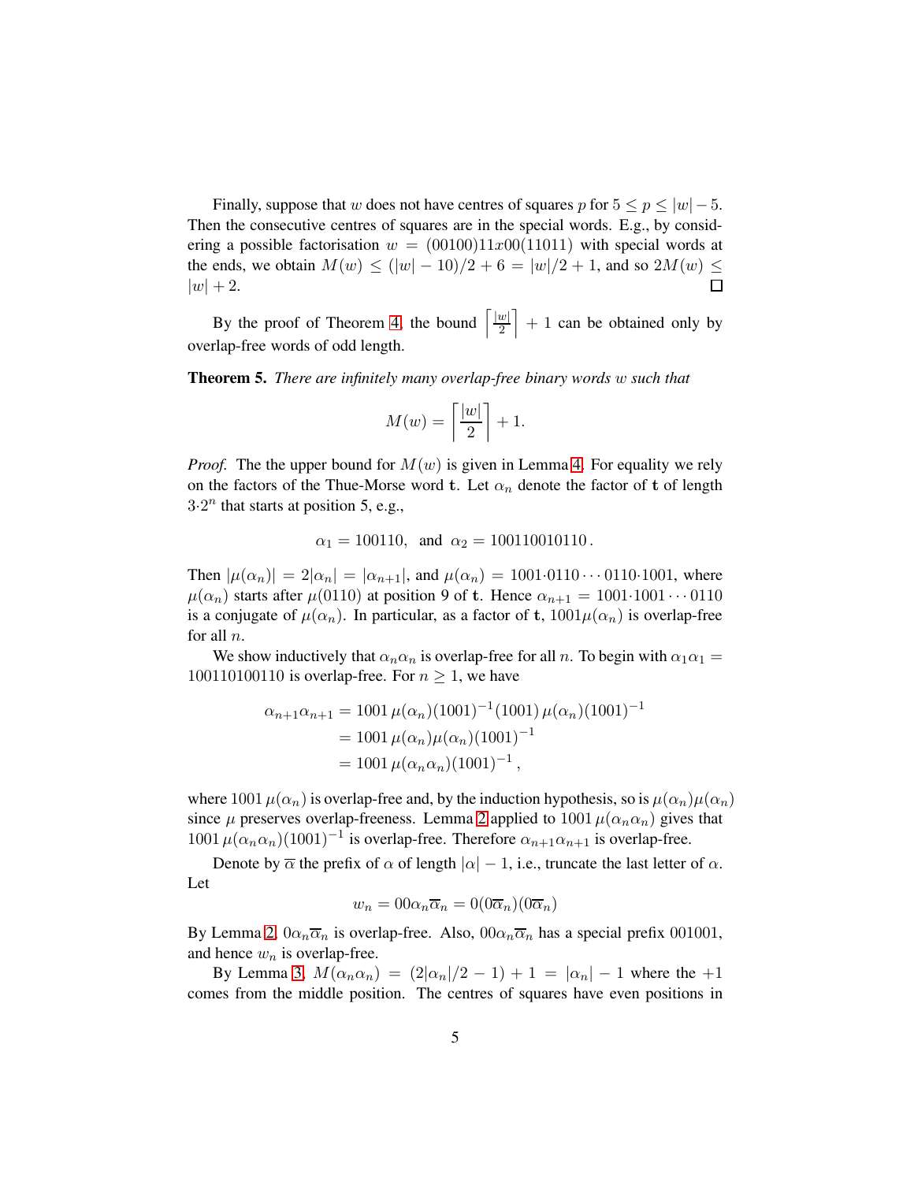Finally, suppose that $w$ does not have centres of squares $p$ for $5 \le p \le |w|-5$. Then the consecutive centres of squares are in the special words. E.g., by considering a possible factorisation $w = (00100)11x00(11011)$ with special words at the ends, we obtain $M(w) \le (|w|-10)/2 + 6 = |w|/2 + 1$, and so $2M(w) \le |w| + 2$. □

By the proof of Theorem 4, the bound $\left\lceil \frac{|w|}{2} \right\rceil + 1$ can be obtained only by overlap-free words of odd length.

**Theorem 5.** *There are infinitely many overlap-free binary words $w$ such that*

$$M(w) = \left\lceil \frac{|w|}{2} \right\rceil + 1.$$

*Proof.* The the upper bound for $M(w)$ is given in Lemma 4. For equality we rely on the factors of the Thue-Morse word $\mathtt{t}$. Let $\alpha_n$ denote the factor of $\mathtt{t}$ of length $3{\cdot}2^n$ that starts at position 5, e.g.,

$$\alpha_1 = 100110, \ \text{ and } \ \alpha_2 = 100110010110\,.$$

Then $|\mu(\alpha_n)| = 2|\alpha_n| = |\alpha_{n+1}|$, and $\mu(\alpha_n) = 1001{\cdot}0110 \cdots 0110{\cdot}1001$, where $\mu(\alpha_n)$ starts after $\mu(0110)$ at position 9 of $\mathtt{t}$. Hence $\alpha_{n+1} = 1001{\cdot}1001 \cdots 0110$ is a conjugate of $\mu(\alpha_n)$. In particular, as a factor of $\mathtt{t}$, $1001\mu(\alpha_n)$ is overlap-free for all $n$.

We show inductively that $\alpha_n\alpha_n$ is overlap-free for all $n$. To begin with $\alpha_1\alpha_1 = 100110100110$ is overlap-free. For $n \ge 1$, we have

$$\begin{aligned}
\alpha_{n+1}\alpha_{n+1} &= 1001\,\mu(\alpha_n)(1001)^{-1}(1001)\,\mu(\alpha_n)(1001)^{-1} \\
&= 1001\,\mu(\alpha_n)\mu(\alpha_n)(1001)^{-1} \\
&= 1001\,\mu(\alpha_n\alpha_n)(1001)^{-1}\,,
\end{aligned}$$

where $1001\,\mu(\alpha_n)$ is overlap-free and, by the induction hypothesis, so is $\mu(\alpha_n)\mu(\alpha_n)$ since $\mu$ preserves overlap-freeness. Lemma 2 applied to $1001\,\mu(\alpha_n\alpha_n)$ gives that $1001\,\mu(\alpha_n\alpha_n)(1001)^{-1}$ is overlap-free. Therefore $\alpha_{n+1}\alpha_{n+1}$ is overlap-free.

Denote by $\overline{\alpha}$ the prefix of $\alpha$ of length $|\alpha|-1$, i.e., truncate the last letter of $\alpha$. Let

$$w_n = 00\alpha_n\overline{\alpha}_n = 0(0\overline{\alpha}_n)(0\overline{\alpha}_n)$$

By Lemma 2, $0\alpha_n\overline{\alpha}_n$ is overlap-free. Also, $00\alpha_n\overline{\alpha}_n$ has a special prefix 001001, and hence $w_n$ is overlap-free.

By Lemma 3, $M(\alpha_n\alpha_n) = (2|\alpha_n|/2 - 1) + 1 = |\alpha_n| - 1$ where the $+1$ comes from the middle position. The centres of squares have even positions in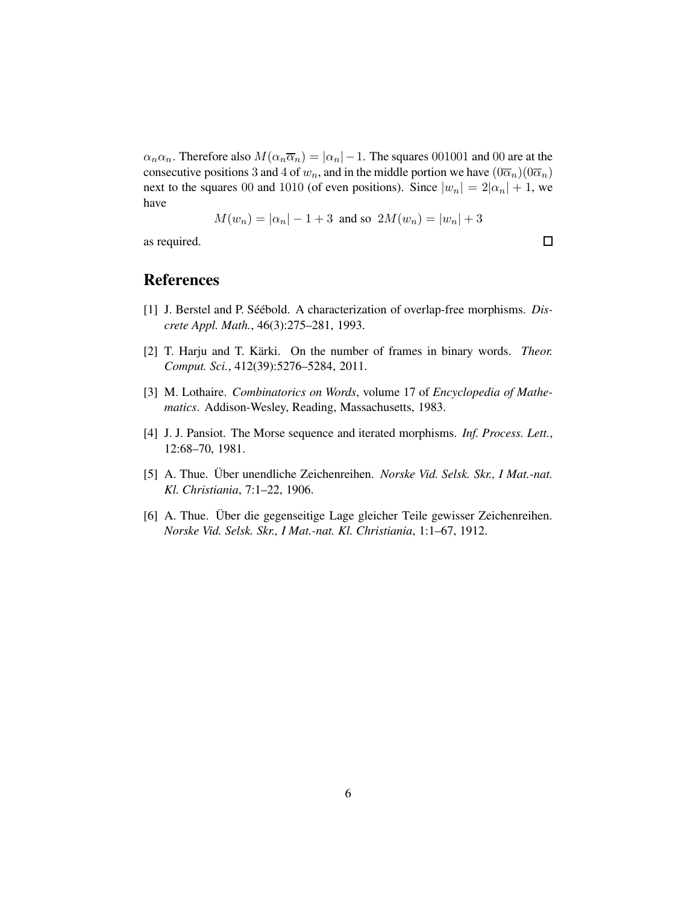$\alpha_n \alpha_n$. Therefore also $M(\alpha_n \overline{\alpha}_n) = |\alpha_n| - 1$. The squares $001001$ and $00$ are at the consecutive positions $3$ and $4$ of $w_n$, and in the middle portion we have $(0\overline{\alpha}_n)(0\overline{\alpha}_n)$ next to the squares $00$ and $1010$ (of even positions). Since $|w_n| = 2|\alpha_n| + 1$, we have

$$M(w_n) = |\alpha_n| - 1 + 3 \text{ and so } 2M(w_n) = |w_n| + 3$$

as required. □

## References

[1] J. Berstel and P. Séébold. A characterization of overlap-free morphisms. *Discrete Appl. Math.*, 46(3):275–281, 1993.

[2] T. Harju and T. Kärki. On the number of frames in binary words. *Theor. Comput. Sci.*, 412(39):5276–5284, 2011.

[3] M. Lothaire. *Combinatorics on Words*, volume 17 of *Encyclopedia of Mathematics*. Addison-Wesley, Reading, Massachusetts, 1983.

[4] J. J. Pansiot. The Morse sequence and iterated morphisms. *Inf. Process. Lett.*, 12:68–70, 1981.

[5] A. Thue. Über unendliche Zeichenreihen. *Norske Vid. Selsk. Skr., I Mat.-nat. Kl. Christiania*, 7:1–22, 1906.

[6] A. Thue. Über die gegenseitige Lage gleicher Teile gewisser Zeichenreihen. *Norske Vid. Selsk. Skr., I Mat.-nat. Kl. Christiania*, 1:1–67, 1912.